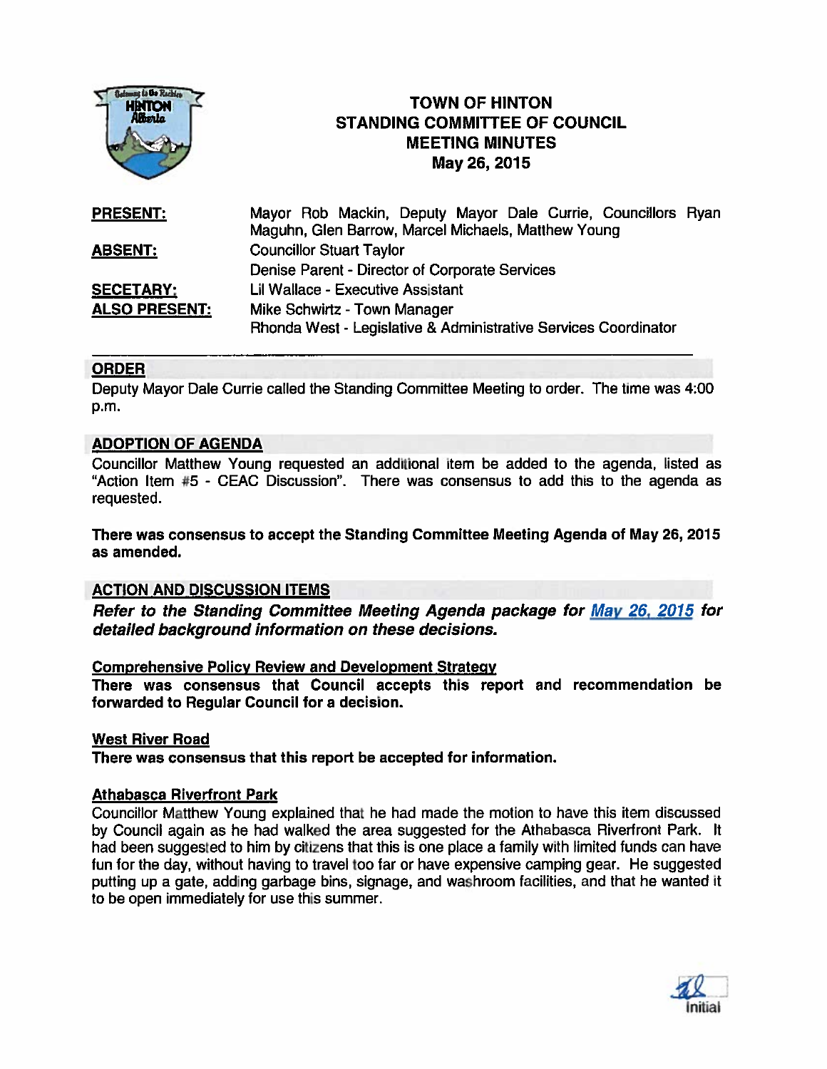# TOWN OF HINTON
## STANDING COMMITTEE OF COUNCIL
## MEETING MINUTES
## May 26, 2015

| | |
|---|---|
| **PRESENT:** | Mayor Rob Mackin, Deputy Mayor Dale Currie, Councillors Ryan Maguhn, Glen Barrow, Marcel Michaels, Matthew Young |
| **ABSENT:** | Councillor Stuart Taylor |
| | Denise Parent - Director of Corporate Services |
| **SECETARY:** | Lil Wallace - Executive Assistant |
| **ALSO PRESENT:** | Mike Schwirtz - Town Manager |
| | Rhonda West - Legislative & Administrative Services Coordinator |

## ORDER

Deputy Mayor Dale Currie called the Standing Committee Meeting to order. The time was 4:00 p.m.

## ADOPTION OF AGENDA

Councillor Matthew Young requested an additional item be added to the agenda, listed as "Action Item #5 - CEAC Discussion". There was consensus to add this to the agenda as requested.

**There was consensus to accept the Standing Committee Meeting Agenda of May 26, 2015 as amended.**

## ACTION AND DISCUSSION ITEMS

***Refer to the Standing Committee Meeting Agenda package for May 26, 2015 for detailed background information on these decisions.***

### Comprehensive Policy Review and Development Strategy

**There was consensus that Council accepts this report and recommendation be forwarded to Regular Council for a decision.**

### West River Road

**There was consensus that this report be accepted for information.**

### Athabasca Riverfront Park

Councillor Matthew Young explained that he had made the motion to have this item discussed by Council again as he had walked the area suggested for the Athabasca Riverfront Park. It had been suggested to him by citizens that this is one place a family with limited funds can have fun for the day, without having to travel too far or have expensive camping gear. He suggested putting up a gate, adding garbage bins, signage, and washroom facilities, and that he wanted it to be open immediately for use this summer.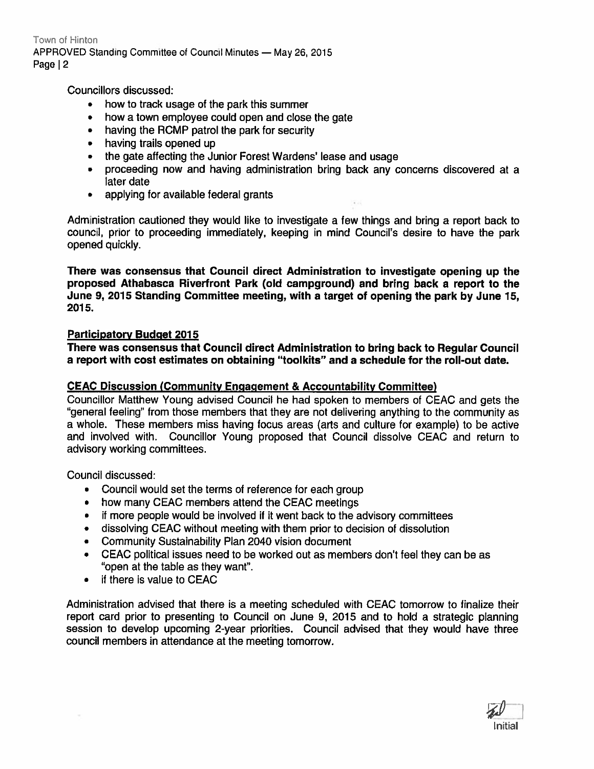Councillors discussed:

- how to track usage of the park this summer
- how a town employee could open and close the gate
- having the RCMP patrol the park for security
- having trails opened up
- the gate affecting the Junior Forest Wardens' lease and usage
- proceeding now and having administration bring back any concerns discovered at a later date
- applying for available federal grants

Administration cautioned they would like to investigate a few things and bring a report back to council, prior to proceeding immediately, keeping in mind Council's desire to have the park opened quickly.

**There was consensus that Council direct Administration to investigate opening up the proposed Athabasca Riverfront Park (old campground) and bring back a report to the June 9, 2015 Standing Committee meeting, with a target of opening the park by June 15, 2015.**

**Participatory Budget 2015**

**There was consensus that Council direct Administration to bring back to Regular Council a report with cost estimates on obtaining "toolkits" and a schedule for the roll-out date.**

**CEAC Discussion (Community Engagement & Accountability Committee)**

Councillor Matthew Young advised Council he had spoken to members of CEAC and gets the "general feeling" from those members that they are not delivering anything to the community as a whole. These members miss having focus areas (arts and culture for example) to be active and involved with. Councillor Young proposed that Council dissolve CEAC and return to advisory working committees.

Council discussed:

- Council would set the terms of reference for each group
- how many CEAC members attend the CEAC meetings
- if more people would be involved if it went back to the advisory committees
- dissolving CEAC without meeting with them prior to decision of dissolution
- Community Sustainability Plan 2040 vision document
- CEAC political issues need to be worked out as members don't feel they can be as "open at the table as they want".
- if there is value to CEAC

Administration advised that there is a meeting scheduled with CEAC tomorrow to finalize their report card prior to presenting to Council on June 9, 2015 and to hold a strategic planning session to develop upcoming 2-year priorities. Council advised that they would have three council members in attendance at the meeting tomorrow.

Initial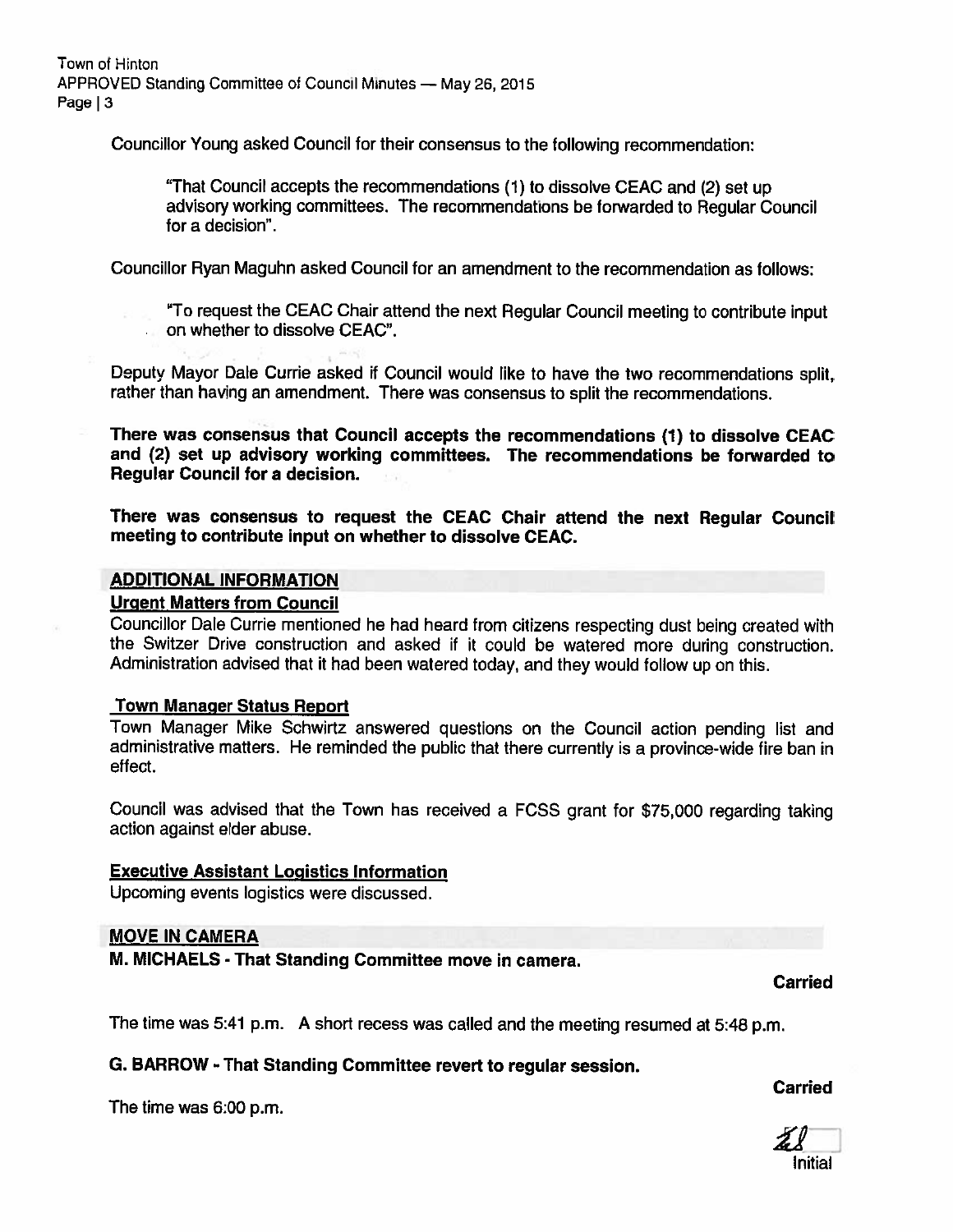Councillor Young asked Council for their consensus to the following recommendation:

> "That Council accepts the recommendations (1) to dissolve CEAC and (2) set up advisory working committees. The recommendations be forwarded to Regular Council for a decision".

Councillor Ryan Maguhn asked Council for an amendment to the recommendation as follows:

> "To request the CEAC Chair attend the next Regular Council meeting to contribute input on whether to dissolve CEAC".

Deputy Mayor Dale Currie asked if Council would like to have the two recommendations split, rather than having an amendment. There was consensus to split the recommendations.

**There was consensus that Council accepts the recommendations (1) to dissolve CEAC and (2) set up advisory working committees. The recommendations be forwarded to Regular Council for a decision.**

**There was consensus to request the CEAC Chair attend the next Regular Council meeting to contribute input on whether to dissolve CEAC.**

## ADDITIONAL INFORMATION

### Urgent Matters from Council

Councillor Dale Currie mentioned he had heard from citizens respecting dust being created with the Switzer Drive construction and asked if it could be watered more during construction. Administration advised that it had been watered today, and they would follow up on this.

### Town Manager Status Report

Town Manager Mike Schwirtz answered questions on the Council action pending list and administrative matters. He reminded the public that there currently is a province-wide fire ban in effect.

Council was advised that the Town has received a FCSS grant for $75,000 regarding taking action against elder abuse.

### Executive Assistant Logistics Information

Upcoming events logistics were discussed.

## MOVE IN CAMERA

**M. MICHAELS - That Standing Committee move in camera.**

**Carried**

The time was 5:41 p.m. A short recess was called and the meeting resumed at 5:48 p.m.

**G. BARROW - That Standing Committee revert to regular session.**

**Carried**

The time was 6:00 p.m.

Initial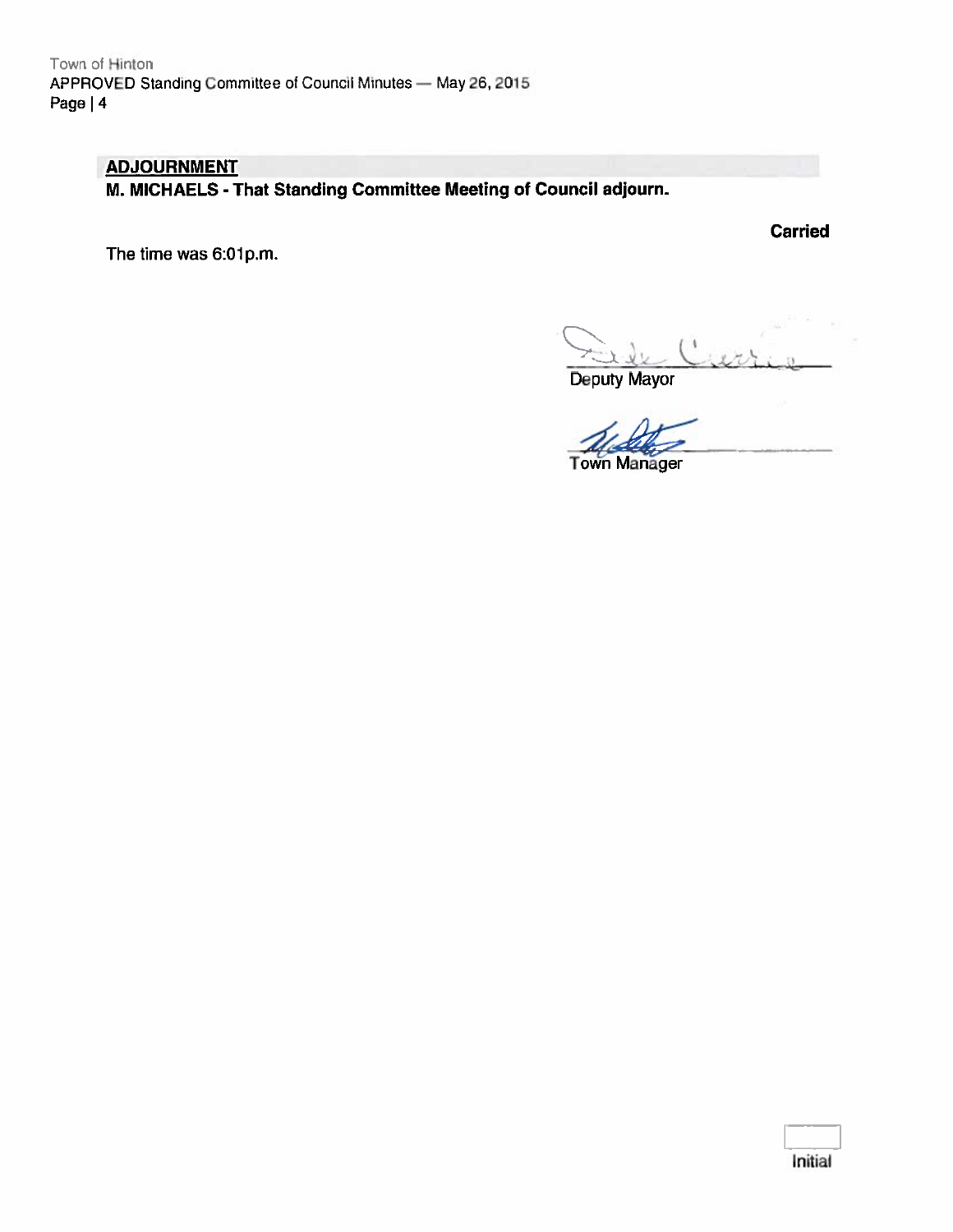## ADJOURNMENT

**M. MICHAELS - That Standing Committee Meeting of Council adjourn.**

**Carried**

The time was 6:01p.m.

Deputy Mayor

Town Manager

Initial